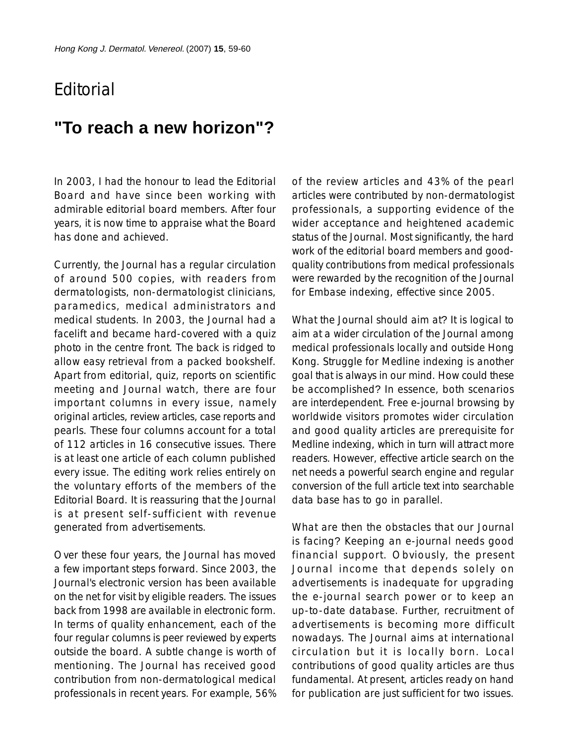# Editorial

## "To reach a new horizon"?

In 2003, I had the honour to lead the Editorial Board and have since been working with admirable editorial board members. After four years, it is now time to appraise what the Board has done and achieved.

Currently, the Journal has a regular circulation of around 500 copies, with readers from dermatologists, non-dermatologist clinicians, paramedics, medical administrators and medical students. In 2003, the Journal had a facelift and became hard-covered with a quiz photo in the centre front. The back is ridged to allow easy retrieval from a packed bookshelf. Apart from editorial, quiz, reports on scientific meeting and Journal watch, there are four important columns in every issue, namely original articles, review articles, case reports and pearls. These four columns account for a total of 112 articles in 16 consecutive issues. There is at least one article of each column published every issue. The editing work relies entirely on the voluntary efforts of the members of the Editorial Board. It is reassuring that the Journal is at present self-sufficient with revenue generated from advertisements.

Over these four years, the Journal has moved a few important steps forward. Since 2003, the Journal's electronic version has been available on the net for visit by eligible readers. The issues back from 1998 are available in electronic form. In terms of quality enhancement, each of the four regular columns is peer reviewed by experts outside the board. A subtle change is worth of mentioning. The Journal has received good contribution from non-dermatological medical professionals in recent years. For example, 56% of the review articles and 43% of the pearl articles were contributed by non-dermatologist professionals, a supporting evidence of the wider acceptance and heightened academic status of the Journal. Most significantly, the hard work of the editorial board members and good-quality contributions from medical professionals were rewarded by the recognition of the Journal for Embase indexing, effective since 2005.

What the Journal should aim at? It is logical to aim at a wider circulation of the Journal among medical professionals locally and outside Hong Kong. Struggle for Medline indexing is another goal that is always in our mind. How could these be accomplished? In essence, both scenarios are interdependent. Free e-journal browsing by worldwide visitors promotes wider circulation and good quality articles are prerequisite for Medline indexing, which in turn will attract more readers. However, effective article search on the net needs a powerful search engine and regular conversion of the full article text into searchable data base has to go in parallel.

What are then the obstacles that our Journal is facing? Keeping an e-journal needs good financial support. Obviously, the present Journal income that depends solely on advertisements is inadequate for upgrading the e-journal search power or to keep an up-to-date database. Further, recruitment of advertisements is becoming more difficult nowadays. The Journal aims at international circulation but it is locally born. Local contributions of good quality articles are thus fundamental. At present, articles ready on hand for publication are just sufficient for two issues.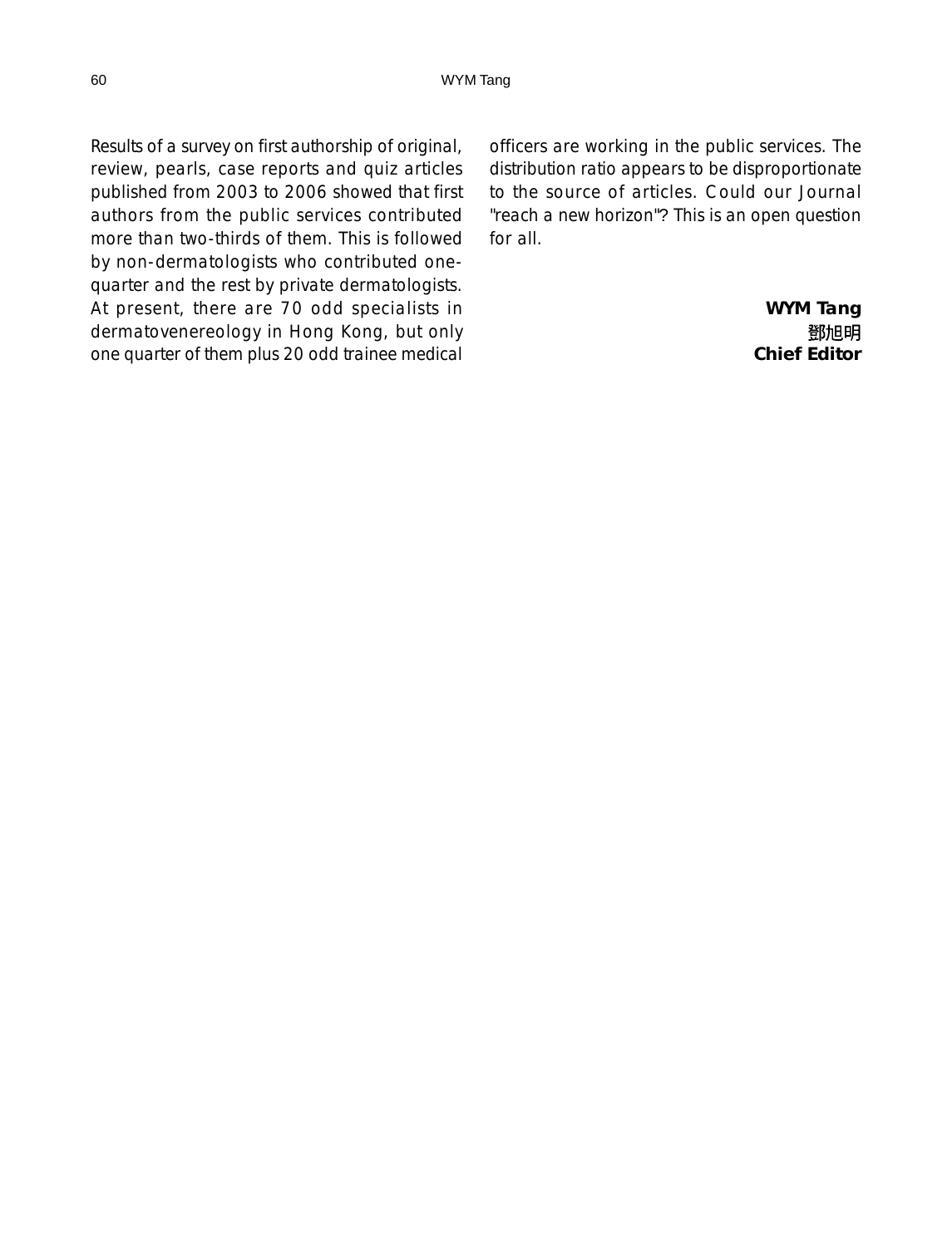Results of a survey on first authorship of original, review, pearls, case reports and quiz articles published from 2003 to 2006 showed that first authors from the public services contributed more than two-thirds of them. This is followed by non-dermatologists who contributed one-quarter and the rest by private dermatologists. At present, there are 70 odd specialists in dermatovenereology in Hong Kong, but only one quarter of them plus 20 odd trainee medical officers are working in the public services. The distribution ratio appears to be disproportionate to the source of articles. Could our Journal "reach a new horizon"? This is an open question for all.

**WYM Tang**
鄧旭明
**Chief Editor**